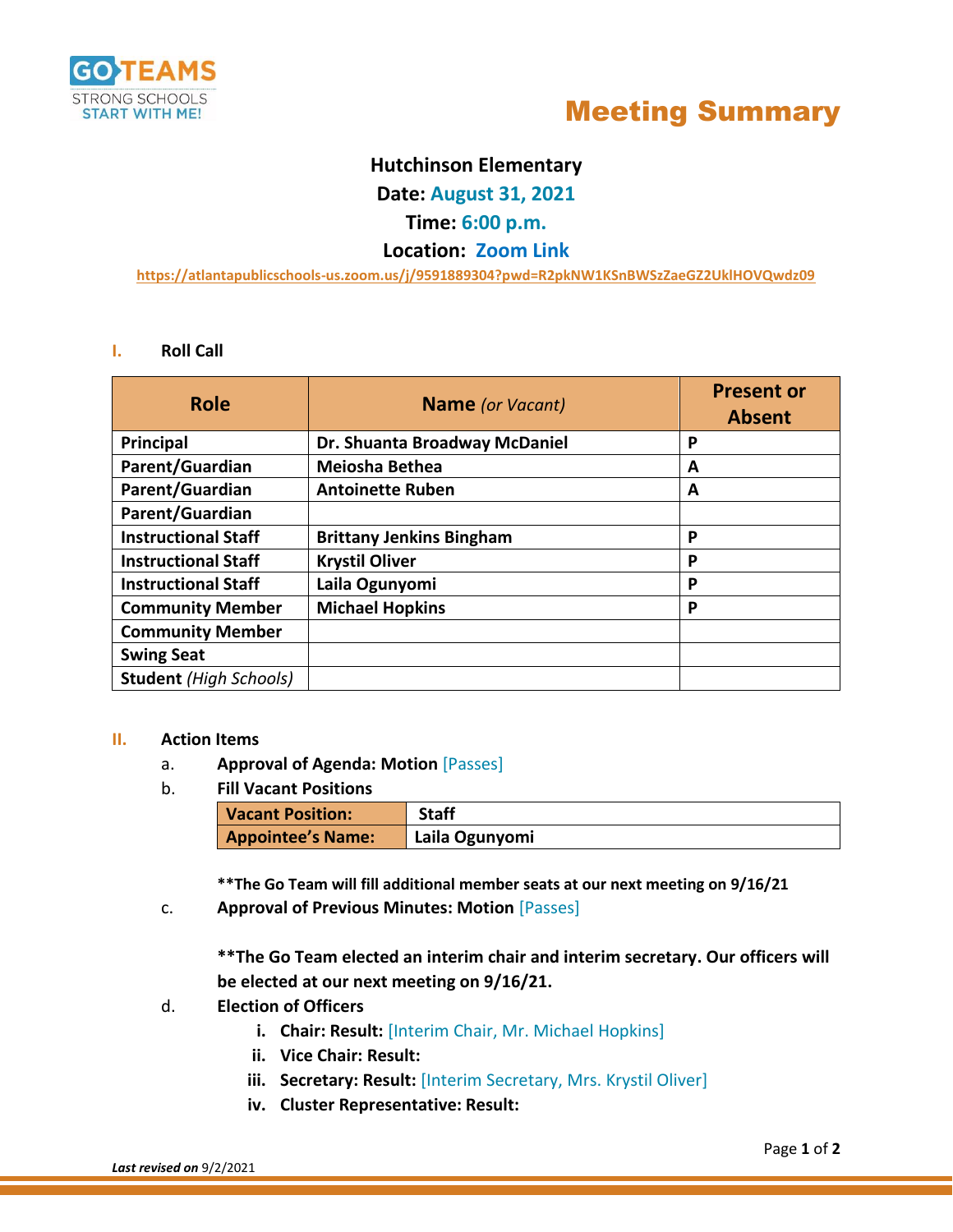GO TEAMS
STRONG SCHOOLS
START WITH ME!

# Meeting Summary

**Hutchinson Elementary**
**Date: August 31, 2021**
**Time: 6:00 p.m.**
**Location: Zoom Link**

https://atlantapublicschools-us.zoom.us/j/9591889304?pwd=R2pkNW1KSnBWSzZaeGZ2UklHOVQwdz09

## I. Roll Call

| Role | Name *(or Vacant)* | Present or Absent |
|---|---|---|
| **Principal** | **Dr. Shuanta Broadway McDaniel** | **P** |
| **Parent/Guardian** | **Meiosha Bethea** | **A** |
| **Parent/Guardian** | **Antoinette Ruben** | **A** |
| **Parent/Guardian** | | |
| **Instructional Staff** | **Brittany Jenkins Bingham** | **P** |
| **Instructional Staff** | **Krystil Oliver** | **P** |
| **Instructional Staff** | **Laila Ogunyomi** | **P** |
| **Community Member** | **Michael Hopkins** | **P** |
| **Community Member** | | |
| **Swing Seat** | | |
| **Student** *(High Schools)* | | |

## II. Action Items

a. **Approval of Agenda: Motion** [Passes]

b. **Fill Vacant Positions**

| Vacant Position: | Staff |
|---|---|
| **Appointee's Name:** | **Laila Ogunyomi** |

**The Go Team will fill additional member seats at our next meeting on 9/16/21**

c. **Approval of Previous Minutes: Motion** [Passes]

**The Go Team elected an interim chair and interim secretary. Our officers will be elected at our next meeting on 9/16/21.**

d. **Election of Officers**

i. **Chair: Result:** [Interim Chair, Mr. Michael Hopkins]

ii. **Vice Chair: Result:**

iii. **Secretary: Result:** [Interim Secretary, Mrs. Krystil Oliver]

iv. **Cluster Representative: Result:**

***Last revised on*** 9/2/2021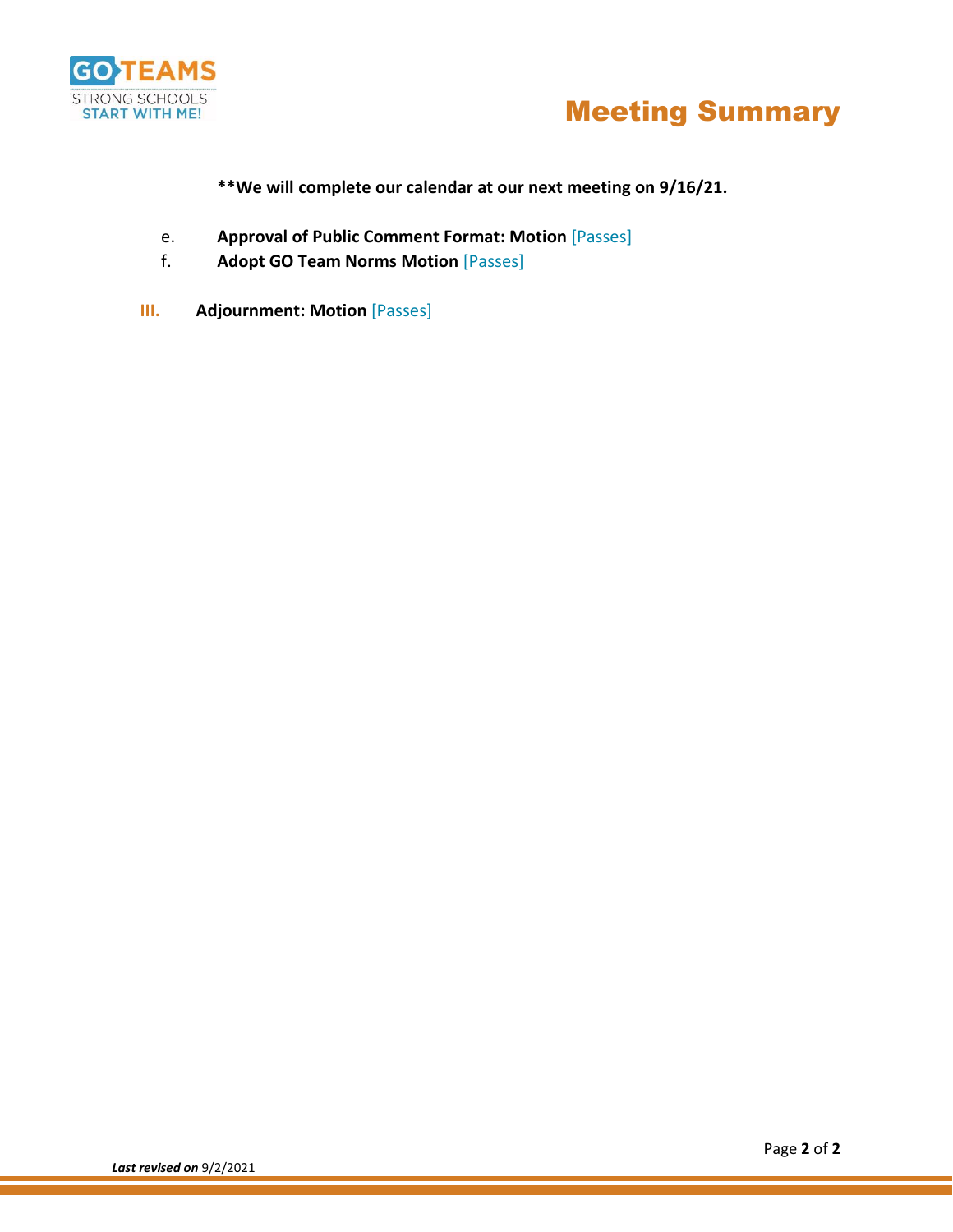**\*\*We will complete our calendar at our next meeting on 9/16/21.**

e. **Approval of Public Comment Format: Motion** [Passes]

f. **Adopt GO Team Norms Motion** [Passes]

**III. Adjournment: Motion** [Passes]

***Last revised on*** 9/2/2021